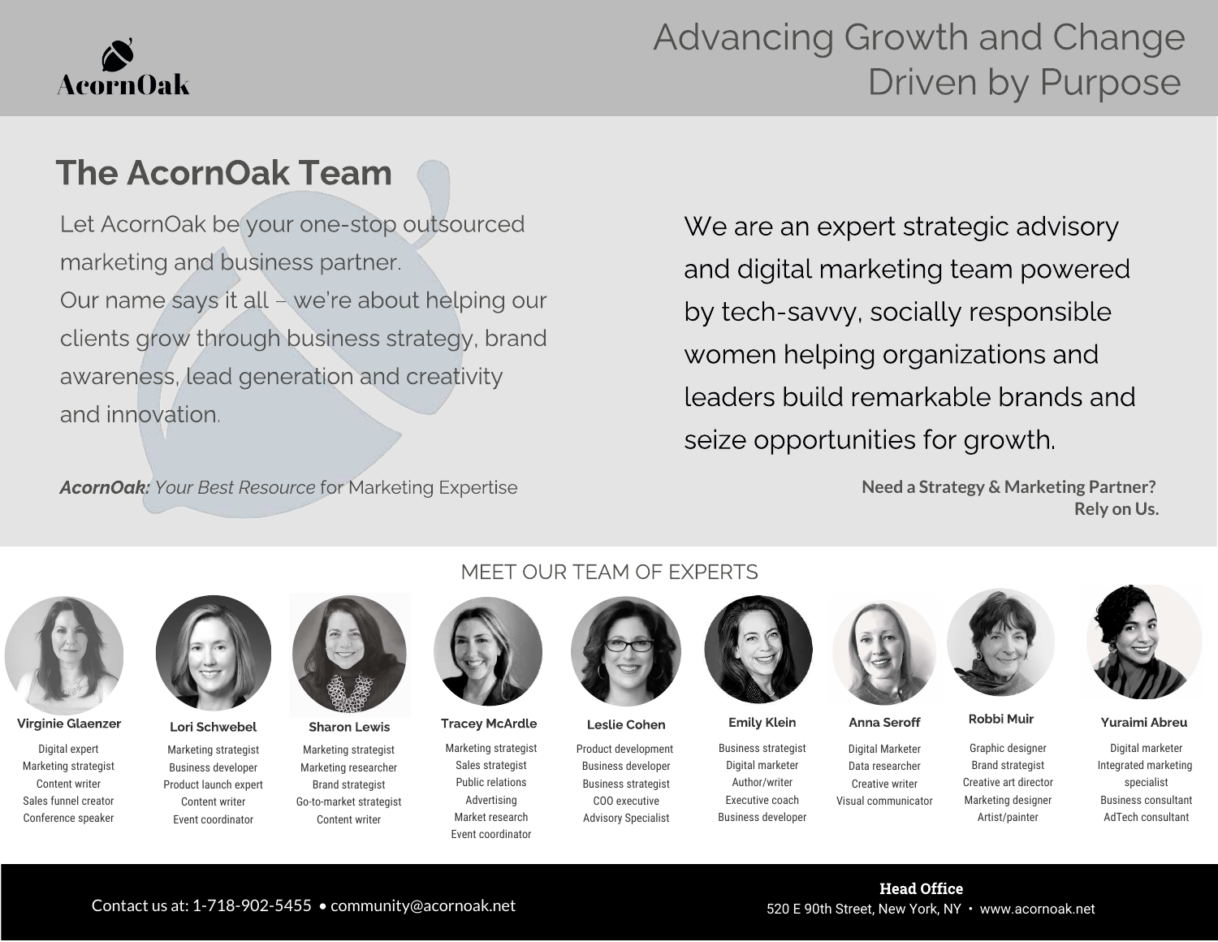AcornOak

# Advancing Growth and Change Driven by Purpose

## The AcornOak Team

Let AcornOak be your one-stop outsourced marketing and business partner.
Our name says it all – we're about helping our clients grow through business strategy, brand awareness, lead generation and creativity and innovation.

***AcornOak:** Your Best Resource* for Marketing Expertise

We are an expert strategic advisory and digital marketing team powered by tech-savvy, socially responsible women helping organizations and leaders build remarkable brands and seize opportunities for growth.

**Need a Strategy & Marketing Partner? Rely on Us.**

### MEET OUR TEAM OF EXPERTS

**Virginie Glaenzer**
Digital expert
Marketing strategist
Content writer
Sales funnel creator
Conference speaker

**Lori Schwebel**
Marketing strategist
Business developer
Product launch expert
Content writer
Event coordinator

**Sharon Lewis**
Marketing strategist
Marketing researcher
Brand strategist
Go-to-market strategist
Content writer

**Tracey McArdle**
Marketing strategist
Sales strategist
Public relations
Advertising
Market research
Event coordinator

**Leslie Cohen**
Product development
Business developer
Business strategist
COO executive
Advisory Specialist

**Emily Klein**
Business strategist
Digital marketer
Author/writer
Executive coach
Business developer

**Anna Seroff**
Digital Marketer
Data researcher
Creative writer
Visual communicator

**Robbi Muir**
Graphic designer
Brand strategist
Creative art director
Marketing designer
Artist/painter

**Yuraimi Abreu**
Digital marketer
Integrated marketing specialist
Business consultant
AdTech consultant

Contact us at: 1-718-902-5455 • community@acornoak.net

**Head Office**
520 E 90th Street, New York, NY • www.acornoak.net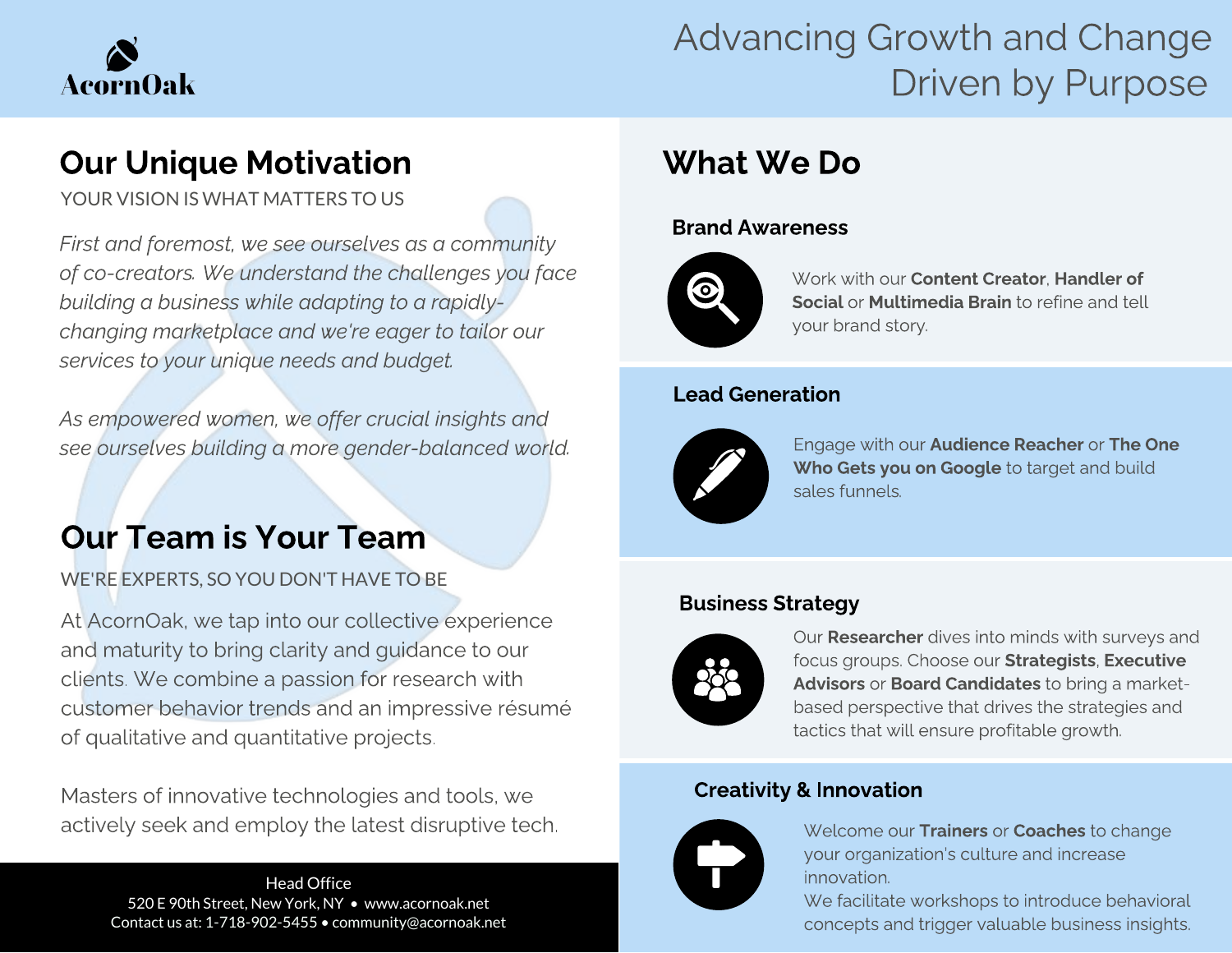AcornOak

# Advancing Growth and Change Driven by Purpose

## Our Unique Motivation

YOUR VISION IS WHAT MATTERS TO US

*First and foremost, we see ourselves as a community of co-creators. We understand the challenges you face building a business while adapting to a rapidly-changing marketplace and we're eager to tailor our services to your unique needs and budget.*

*As empowered women, we offer crucial insights and see ourselves building a more gender-balanced world.*

## Our Team is Your Team

WE'RE EXPERTS, SO YOU DON'T HAVE TO BE

At AcornOak, we tap into our collective experience and maturity to bring clarity and guidance to our clients. We combine a passion for research with customer behavior trends and an impressive résumé of qualitative and quantitative projects.

Masters of innovative technologies and tools, we actively seek and employ the latest disruptive tech.

Head Office
520 E 90th Street, New York, NY • www.acornoak.net
Contact us at: 1-718-902-5455 • community@acornoak.net

## What We Do

### Brand Awareness

Work with our **Content Creator**, **Handler of Social** or **Multimedia Brain** to refine and tell your brand story.

### Lead Generation

Engage with our **Audience Reacher** or **The One Who Gets you on Google** to target and build sales funnels.

### Business Strategy

Our **Researcher** dives into minds with surveys and focus groups. Choose our **Strategists**, **Executive Advisors** or **Board Candidates** to bring a market-based perspective that drives the strategies and tactics that will ensure profitable growth.

### Creativity & Innovation

Welcome our **Trainers** or **Coaches** to change your organization's culture and increase innovation.
We facilitate workshops to introduce behavioral concepts and trigger valuable business insights.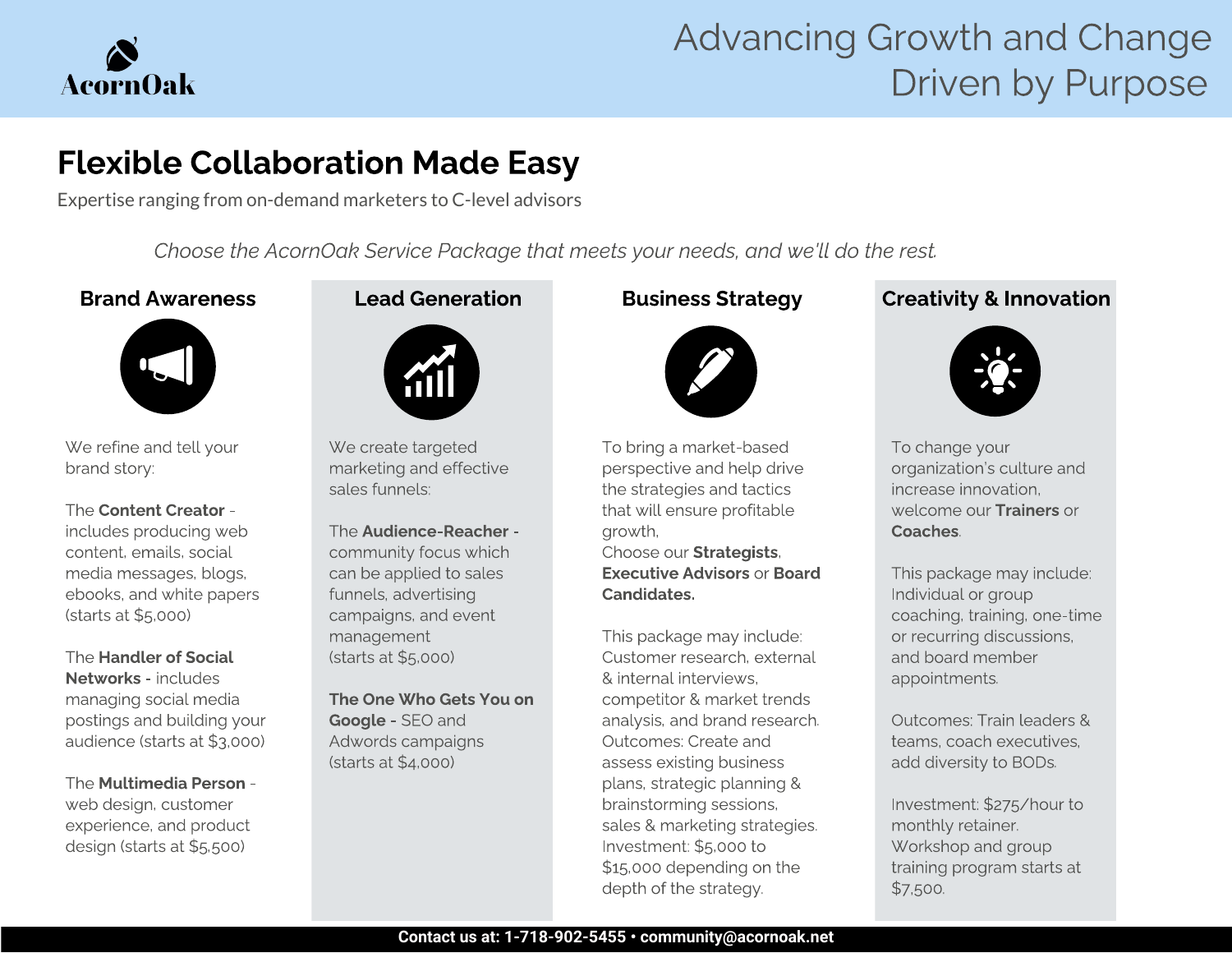AcornOak

# Advancing Growth and Change Driven by Purpose

## Flexible Collaboration Made Easy

Expertise ranging from on-demand marketers to C-level advisors

*Choose the AcornOak Service Package that meets your needs, and we'll do the rest.*

### Brand Awareness

We refine and tell your brand story:

The **Content Creator** - includes producing web content, emails, social media messages, blogs, ebooks, and white papers (starts at $5,000)

The **Handler of Social Networks** - includes managing social media postings and building your audience (starts at $3,000)

The **Multimedia Person** - web design, customer experience, and product design (starts at $5,500)

### Lead Generation

We create targeted marketing and effective sales funnels:

The **Audience-Reacher** - community focus which can be applied to sales funnels, advertising campaigns, and event management (starts at $5,000)

**The One Who Gets You on Google** - SEO and Adwords campaigns (starts at $4,000)

### Business Strategy

To bring a market-based perspective and help drive the strategies and tactics that will ensure profitable growth,
Choose our **Strategists**, **Executive Advisors** or **Board Candidates.**

This package may include: Customer research, external & internal interviews, competitor & market trends analysis, and brand research.
Outcomes: Create and assess existing business plans, strategic planning & brainstorming sessions, sales & marketing strategies.
Investment: $5,000 to $15,000 depending on the depth of the strategy.

### Creativity & Innovation

To change your organization's culture and increase innovation, welcome our **Trainers** or **Coaches**.

This package may include: Individual or group coaching, training, one-time or recurring discussions, and board member appointments.

Outcomes: Train leaders & teams, coach executives, add diversity to BODs.

Investment: $275/hour to monthly retainer.
Workshop and group training program starts at $7,500.

**Contact us at: 1-718-902-5455 • community@acornoak.net**